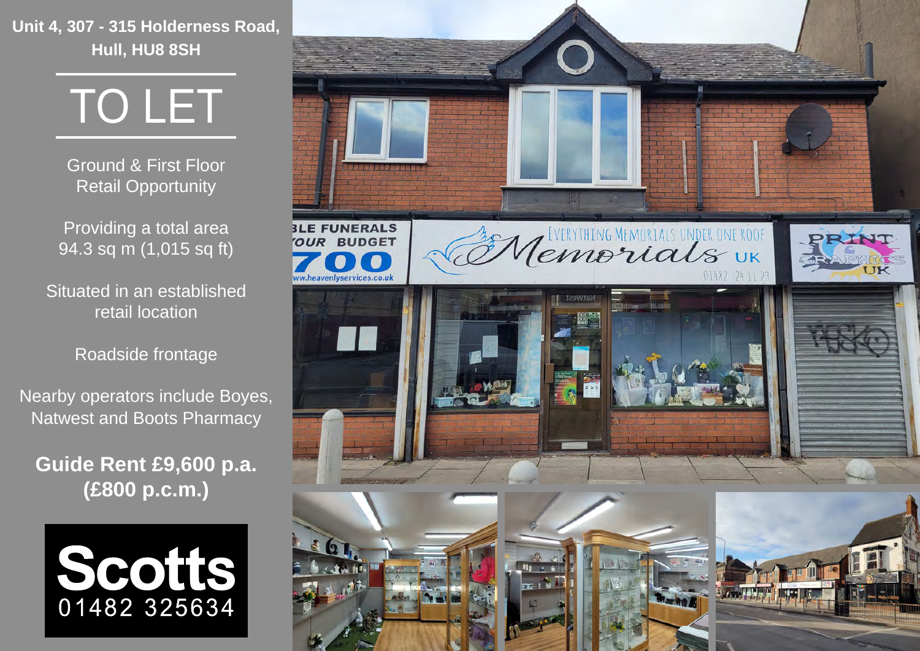**Unit 4, 307 - 315 Holderness Road, Hull, HU8 8SH**

# TO LET

Ground & First Floor Retail Opportunity

Providing a total area 94.3 sq m (1,015 sq ft)

Situated in an established retail location

Roadside frontage

Nearby operators include Boyes, Natwest and Boots Pharmacy

**Guide Rent £9,600 p.a. (£800 p.c.m.)**

**Scotts**
01482 325634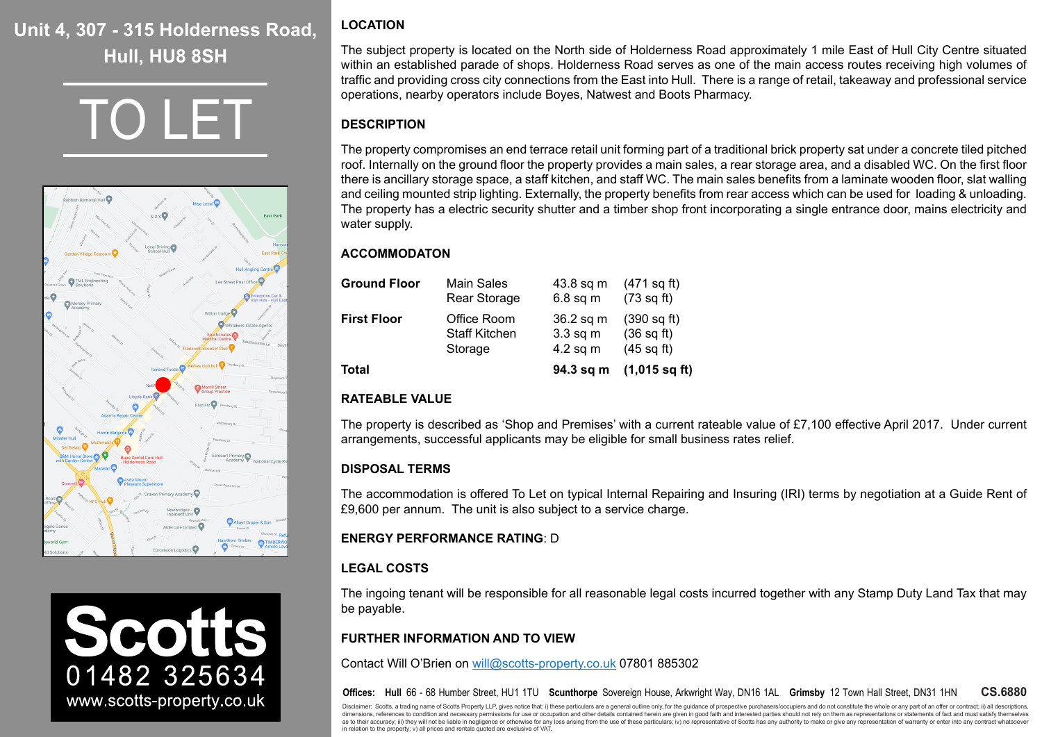# Unit 4, 307 - 315 Holderness Road, Hull, HU8 8SH

## TO LET

**Scotts**
01482 325634
www.scotts-property.co.uk

## LOCATION

The subject property is located on the North side of Holderness Road approximately 1 mile East of Hull City Centre situated within an established parade of shops. Holderness Road serves as one of the main access routes receiving high volumes of traffic and providing cross city connections from the East into Hull. There is a range of retail, takeaway and professional service operations, nearby operators include Boyes, Natwest and Boots Pharmacy.

## DESCRIPTION

The property compromises an end terrace retail unit forming part of a traditional brick property sat under a concrete tiled pitched roof. Internally on the ground floor the property provides a main sales, a rear storage area, and a disabled WC. On the first floor there is ancillary storage space, a staff kitchen, and staff WC. The main sales benefits from a laminate wooden floor, slat walling and ceiling mounted strip lighting. Externally, the property benefits from rear access which can be used for loading & unloading. The property has a electric security shutter and a timber shop front incorporating a single entrance door, mains electricity and water supply.

## ACCOMMODATON

| | | | |
|---|---|---|---|
| **Ground Floor** | Main Sales | 43.8 sq m | (471 sq ft) |
| | Rear Storage | 6.8 sq m | (73 sq ft) |
| **First Floor** | Office Room | 36.2 sq m | (390 sq ft) |
| | Staff Kitchen | 3.3 sq m | (36 sq ft) |
| | Storage | 4.2 sq m | (45 sq ft) |
| **Total** | | **94.3 sq m** | **(1,015 sq ft)** |

## RATEABLE VALUE

The property is described as 'Shop and Premises' with a current rateable value of £7,100 effective April 2017. Under current arrangements, successful applicants may be eligible for small business rates relief.

## DISPOSAL TERMS

The accommodation is offered To Let on typical Internal Repairing and Insuring (IRI) terms by negotiation at a Guide Rent of £9,600 per annum. The unit is also subject to a service charge.

## ENERGY PERFORMANCE RATING: D

## LEGAL COSTS

The ingoing tenant will be responsible for all reasonable legal costs incurred together with any Stamp Duty Land Tax that may be payable.

## FURTHER INFORMATION AND TO VIEW

Contact Will O'Brien on will@scotts-property.co.uk 07801 885302

**Offices:** **Hull** 66 - 68 Humber Street, HU1 1TU **Scunthorpe** Sovereign House, Arkwright Way, DN16 1AL **Grimsby** 12 Town Hall Street, DN31 1HN **CS.6880**

Disclaimer: Scotts, a trading name of Scotts Property LLP, gives notice that: i) these particulars are a general outline only, for the guidance of prospective purchasers/occupiers and do not constitute the whole or any part of an offer or contract; ii) all descriptions, dimensions, references to condition and necessary permissions for use or occupation and other details contained herein are given in good faith and interested parties should not rely on them as representations or statements of fact and must satisfy themselves as to their accuracy; iii) they will not be liable in negligence or otherwise for any loss arising from the use of these particulars; iv) no representative of Scotts has any authority to make or give any representation of warranty or enter into any contract whatsoever in relation to the property; v) all prices and rentals quoted are exclusive of VAT.